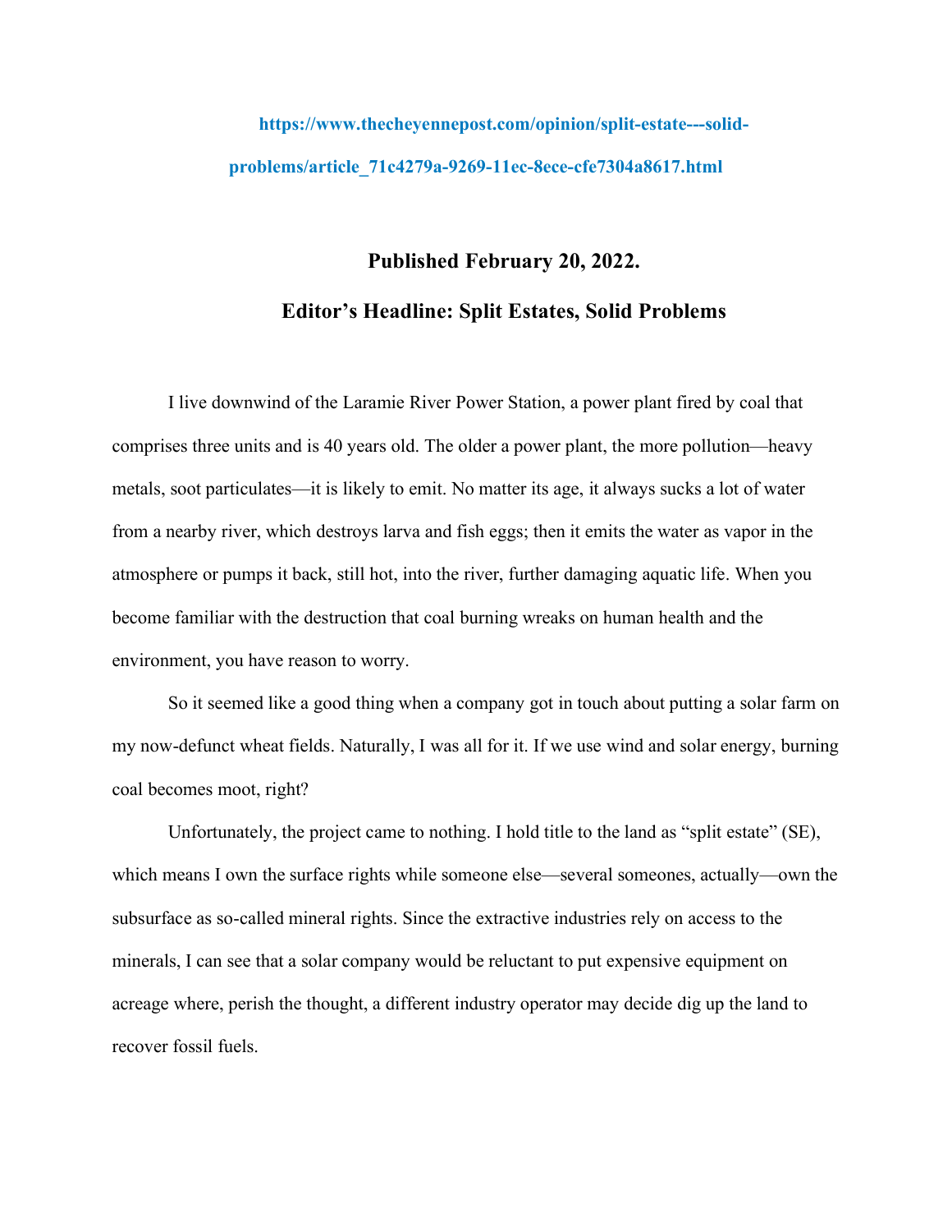https://www.thecheyennepost.com/opinion/split-estate---solid-problems/article_71c4279a-9269-11ec-8ece-cfe7304a8617.html

**Published February 20, 2022.**

**Editor's Headline: Split Estates, Solid Problems**

I live downwind of the Laramie River Power Station, a power plant fired by coal that comprises three units and is 40 years old. The older a power plant, the more pollution—heavy metals, soot particulates—it is likely to emit. No matter its age, it always sucks a lot of water from a nearby river, which destroys larva and fish eggs; then it emits the water as vapor in the atmosphere or pumps it back, still hot, into the river, further damaging aquatic life. When you become familiar with the destruction that coal burning wreaks on human health and the environment, you have reason to worry.

So it seemed like a good thing when a company got in touch about putting a solar farm on my now-defunct wheat fields. Naturally, I was all for it. If we use wind and solar energy, burning coal becomes moot, right?

Unfortunately, the project came to nothing. I hold title to the land as "split estate" (SE), which means I own the surface rights while someone else—several someones, actually—own the subsurface as so-called mineral rights. Since the extractive industries rely on access to the minerals, I can see that a solar company would be reluctant to put expensive equipment on acreage where, perish the thought, a different industry operator may decide dig up the land to recover fossil fuels.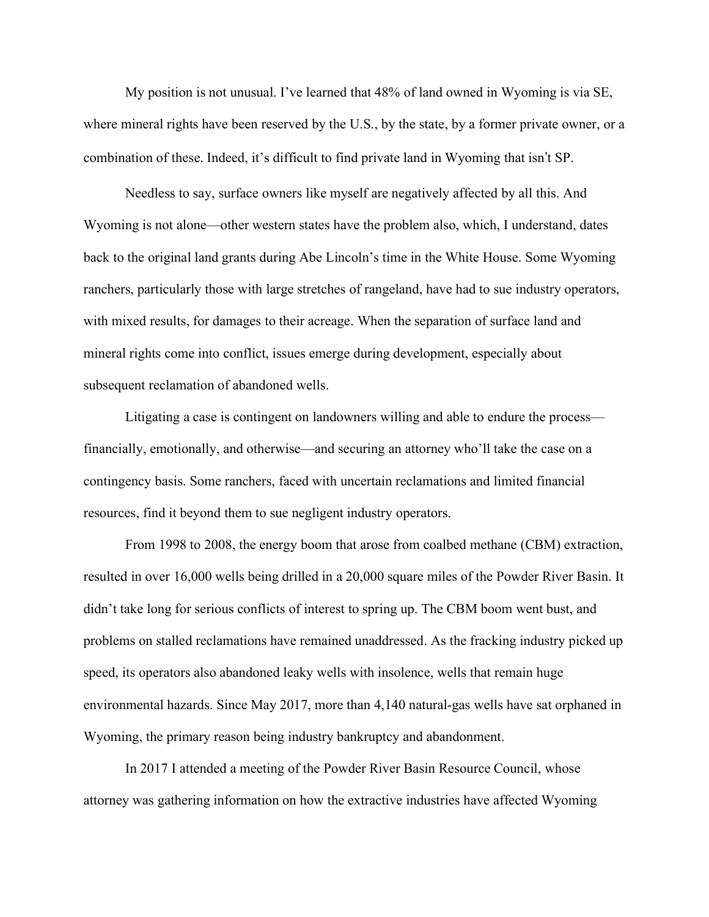My position is not unusual. I've learned that 48% of land owned in Wyoming is via SE, where mineral rights have been reserved by the U.S., by the state, by a former private owner, or a combination of these. Indeed, it's difficult to find private land in Wyoming that isn't SP.

Needless to say, surface owners like myself are negatively affected by all this. And Wyoming is not alone—other western states have the problem also, which, I understand, dates back to the original land grants during Abe Lincoln's time in the White House. Some Wyoming ranchers, particularly those with large stretches of rangeland, have had to sue industry operators, with mixed results, for damages to their acreage. When the separation of surface land and mineral rights come into conflict, issues emerge during development, especially about subsequent reclamation of abandoned wells.

Litigating a case is contingent on landowners willing and able to endure the process—financially, emotionally, and otherwise—and securing an attorney who'll take the case on a contingency basis. Some ranchers, faced with uncertain reclamations and limited financial resources, find it beyond them to sue negligent industry operators.

From 1998 to 2008, the energy boom that arose from coalbed methane (CBM) extraction, resulted in over 16,000 wells being drilled in a 20,000 square miles of the Powder River Basin. It didn't take long for serious conflicts of interest to spring up. The CBM boom went bust, and problems on stalled reclamations have remained unaddressed. As the fracking industry picked up speed, its operators also abandoned leaky wells with insolence, wells that remain huge environmental hazards. Since May 2017, more than 4,140 natural-gas wells have sat orphaned in Wyoming, the primary reason being industry bankruptcy and abandonment.

In 2017 I attended a meeting of the Powder River Basin Resource Council, whose attorney was gathering information on how the extractive industries have affected Wyoming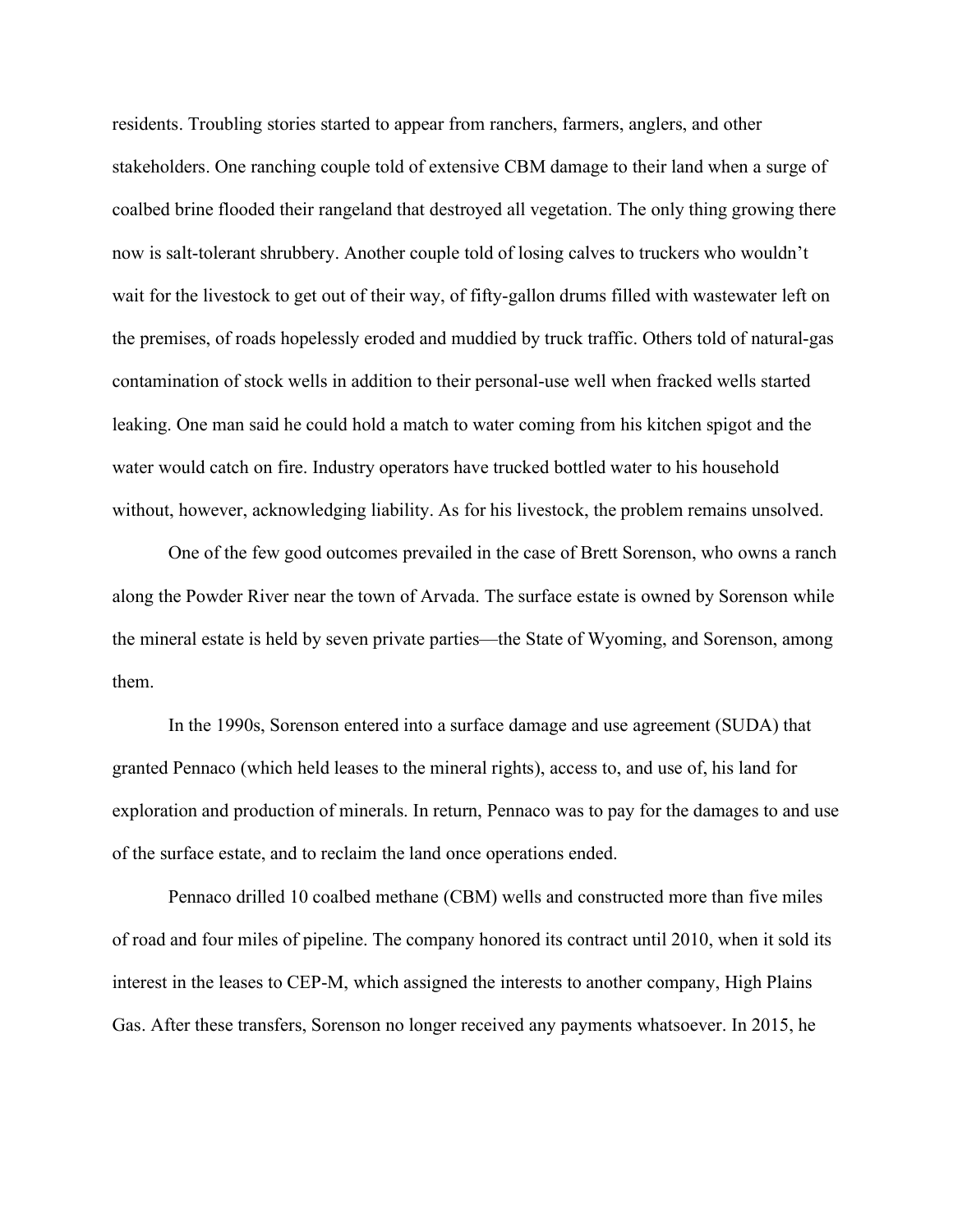residents. Troubling stories started to appear from ranchers, farmers, anglers, and other stakeholders. One ranching couple told of extensive CBM damage to their land when a surge of coalbed brine flooded their rangeland that destroyed all vegetation. The only thing growing there now is salt-tolerant shrubbery. Another couple told of losing calves to truckers who wouldn't wait for the livestock to get out of their way, of fifty-gallon drums filled with wastewater left on the premises, of roads hopelessly eroded and muddied by truck traffic. Others told of natural-gas contamination of stock wells in addition to their personal-use well when fracked wells started leaking. One man said he could hold a match to water coming from his kitchen spigot and the water would catch on fire. Industry operators have trucked bottled water to his household without, however, acknowledging liability. As for his livestock, the problem remains unsolved.

One of the few good outcomes prevailed in the case of Brett Sorenson, who owns a ranch along the Powder River near the town of Arvada. The surface estate is owned by Sorenson while the mineral estate is held by seven private parties—the State of Wyoming, and Sorenson, among them.

In the 1990s, Sorenson entered into a surface damage and use agreement (SUDA) that granted Pennaco (which held leases to the mineral rights), access to, and use of, his land for exploration and production of minerals. In return, Pennaco was to pay for the damages to and use of the surface estate, and to reclaim the land once operations ended.

Pennaco drilled 10 coalbed methane (CBM) wells and constructed more than five miles of road and four miles of pipeline. The company honored its contract until 2010, when it sold its interest in the leases to CEP-M, which assigned the interests to another company, High Plains Gas. After these transfers, Sorenson no longer received any payments whatsoever. In 2015, he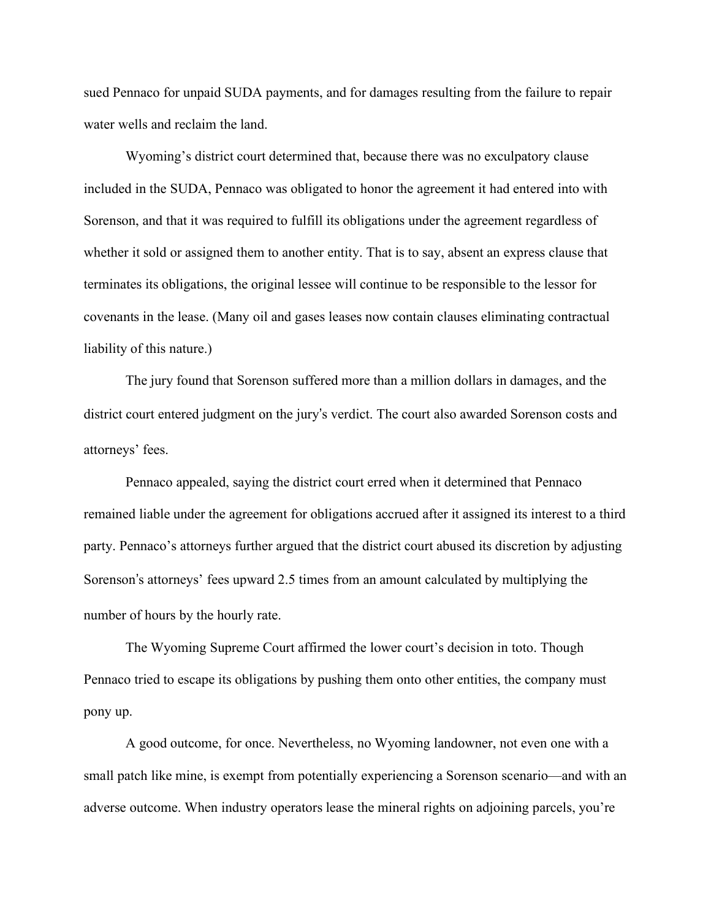sued Pennaco for unpaid SUDA payments, and for damages resulting from the failure to repair water wells and reclaim the land.

Wyoming's district court determined that, because there was no exculpatory clause included in the SUDA, Pennaco was obligated to honor the agreement it had entered into with Sorenson, and that it was required to fulfill its obligations under the agreement regardless of whether it sold or assigned them to another entity. That is to say, absent an express clause that terminates its obligations, the original lessee will continue to be responsible to the lessor for covenants in the lease. (Many oil and gases leases now contain clauses eliminating contractual liability of this nature.)

The jury found that Sorenson suffered more than a million dollars in damages, and the district court entered judgment on the jury's verdict. The court also awarded Sorenson costs and attorneys' fees.

Pennaco appealed, saying the district court erred when it determined that Pennaco remained liable under the agreement for obligations accrued after it assigned its interest to a third party. Pennaco's attorneys further argued that the district court abused its discretion by adjusting Sorenson's attorneys' fees upward 2.5 times from an amount calculated by multiplying the number of hours by the hourly rate.

The Wyoming Supreme Court affirmed the lower court's decision in toto. Though Pennaco tried to escape its obligations by pushing them onto other entities, the company must pony up.

A good outcome, for once. Nevertheless, no Wyoming landowner, not even one with a small patch like mine, is exempt from potentially experiencing a Sorenson scenario—and with an adverse outcome. When industry operators lease the mineral rights on adjoining parcels, you're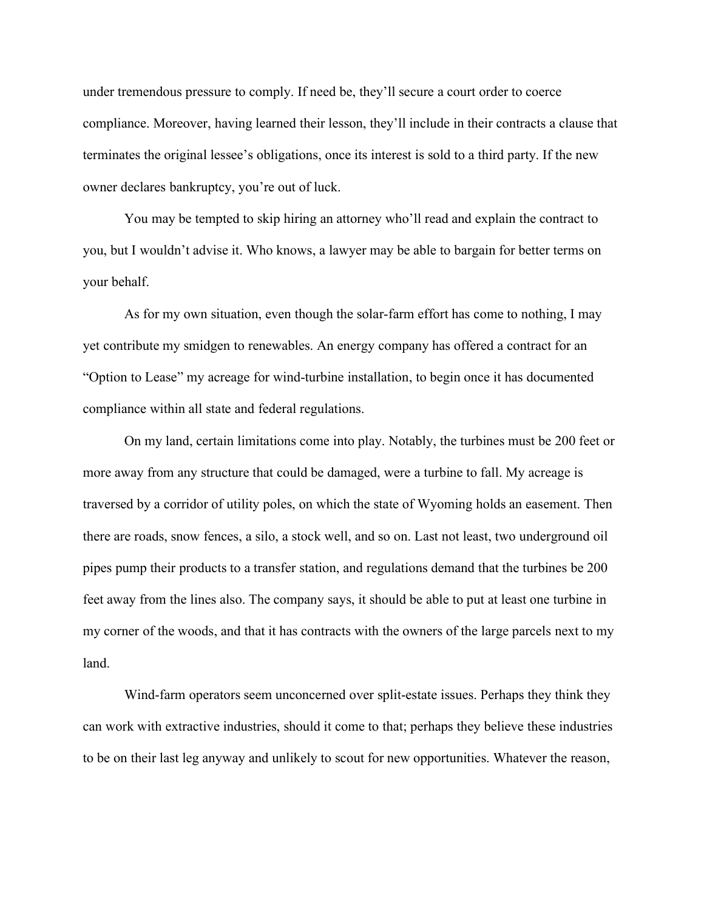under tremendous pressure to comply. If need be, they'll secure a court order to coerce compliance. Moreover, having learned their lesson, they'll include in their contracts a clause that terminates the original lessee's obligations, once its interest is sold to a third party. If the new owner declares bankruptcy, you're out of luck.

You may be tempted to skip hiring an attorney who'll read and explain the contract to you, but I wouldn't advise it. Who knows, a lawyer may be able to bargain for better terms on your behalf.

As for my own situation, even though the solar-farm effort has come to nothing, I may yet contribute my smidgen to renewables. An energy company has offered a contract for an "Option to Lease" my acreage for wind-turbine installation, to begin once it has documented compliance within all state and federal regulations.

On my land, certain limitations come into play. Notably, the turbines must be 200 feet or more away from any structure that could be damaged, were a turbine to fall. My acreage is traversed by a corridor of utility poles, on which the state of Wyoming holds an easement. Then there are roads, snow fences, a silo, a stock well, and so on. Last not least, two underground oil pipes pump their products to a transfer station, and regulations demand that the turbines be 200 feet away from the lines also. The company says, it should be able to put at least one turbine in my corner of the woods, and that it has contracts with the owners of the large parcels next to my land.

Wind-farm operators seem unconcerned over split-estate issues. Perhaps they think they can work with extractive industries, should it come to that; perhaps they believe these industries to be on their last leg anyway and unlikely to scout for new opportunities. Whatever the reason,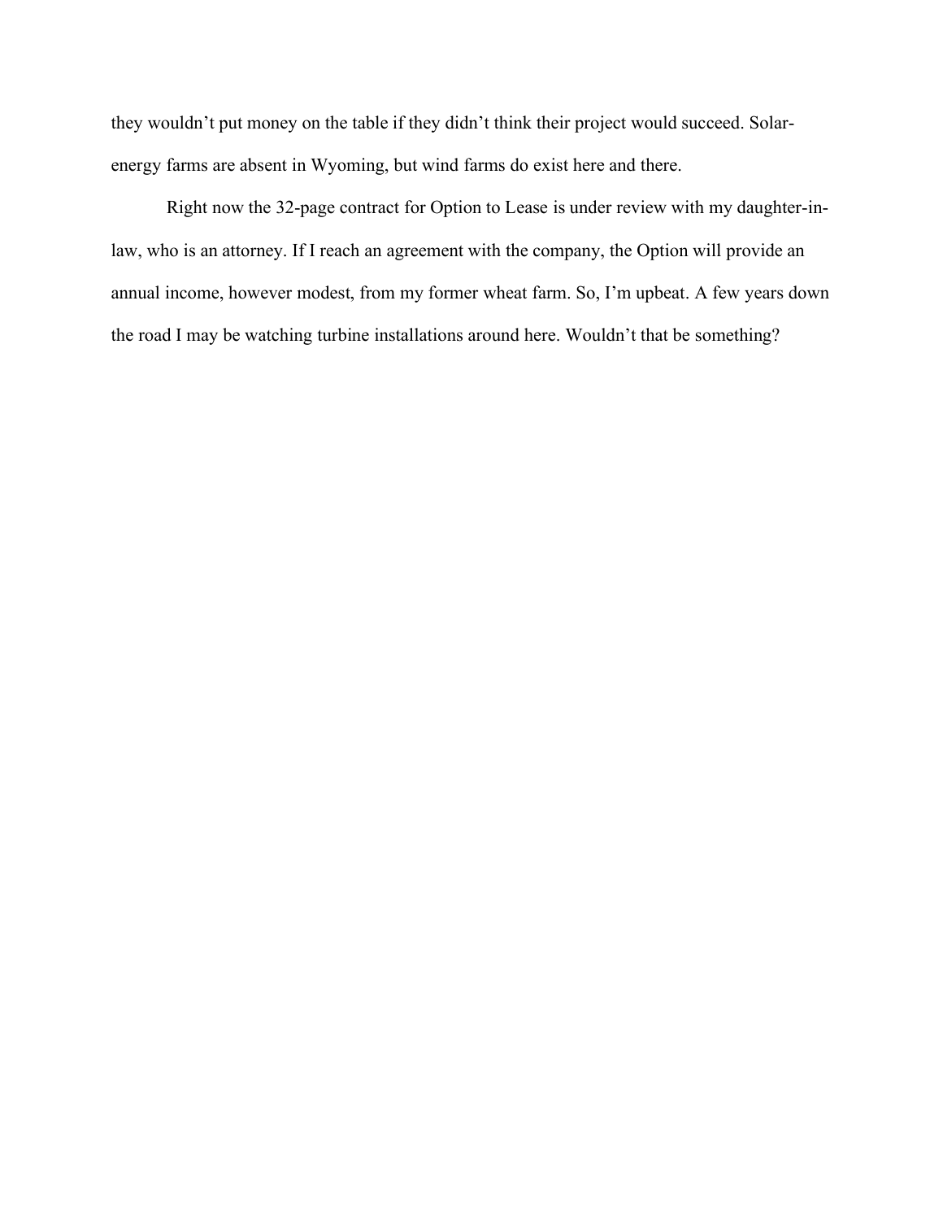they wouldn't put money on the table if they didn't think their project would succeed. Solar-energy farms are absent in Wyoming, but wind farms do exist here and there.

Right now the 32-page contract for Option to Lease is under review with my daughter-in-law, who is an attorney. If I reach an agreement with the company, the Option will provide an annual income, however modest, from my former wheat farm. So, I'm upbeat. A few years down the road I may be watching turbine installations around here. Wouldn't that be something?